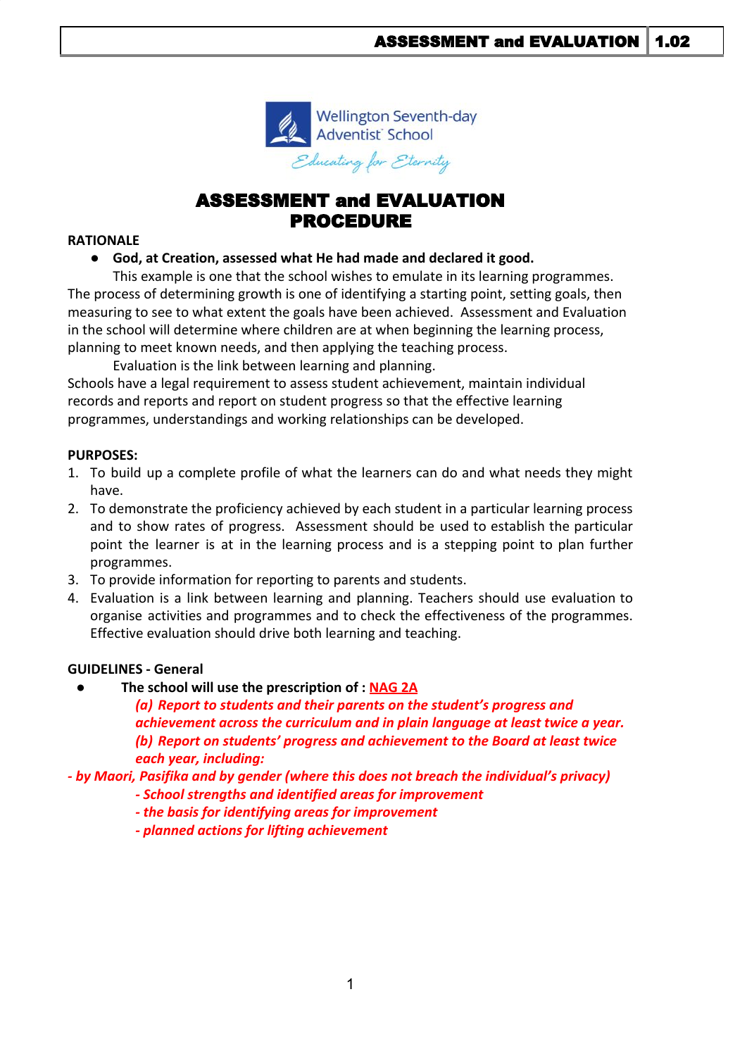# ASSESSMENT and EVALUATION PROCEDURE

**RATIONALE**

- **God, at Creation, assessed what He had made and declared it good.**

This example is one that the school wishes to emulate in its learning programmes. The process of determining growth is one of identifying a starting point, setting goals, then measuring to see to what extent the goals have been achieved. Assessment and Evaluation in the school will determine where children are at when beginning the learning process, planning to meet known needs, and then applying the teaching process.

Evaluation is the link between learning and planning.

Schools have a legal requirement to assess student achievement, maintain individual records and reports and report on student progress so that the effective learning programmes, understandings and working relationships can be developed.

**PURPOSES:**

1. To build up a complete profile of what the learners can do and what needs they might have.
2. To demonstrate the proficiency achieved by each student in a particular learning process and to show rates of progress. Assessment should be used to establish the particular point the learner is at in the learning process and is a stepping point to plan further programmes.
3. To provide information for reporting to parents and students.
4. Evaluation is a link between learning and planning. Teachers should use evaluation to organise activities and programmes and to check the effectiveness of the programmes. Effective evaluation should drive both learning and teaching.

**GUIDELINES - General**

- **The school will use the prescription of : NAG 2A**

***(a) Report to students and their parents on the student's progress and achievement across the curriculum and in plain language at least twice a year.***

***(b) Report on students' progress and achievement to the Board at least twice each year, including:***

***- by Maori, Pasifika and by gender (where this does not breach the individual's privacy)***

***- School strengths and identified areas for improvement***

***- the basis for identifying areas for improvement***

***- planned actions for lifting achievement***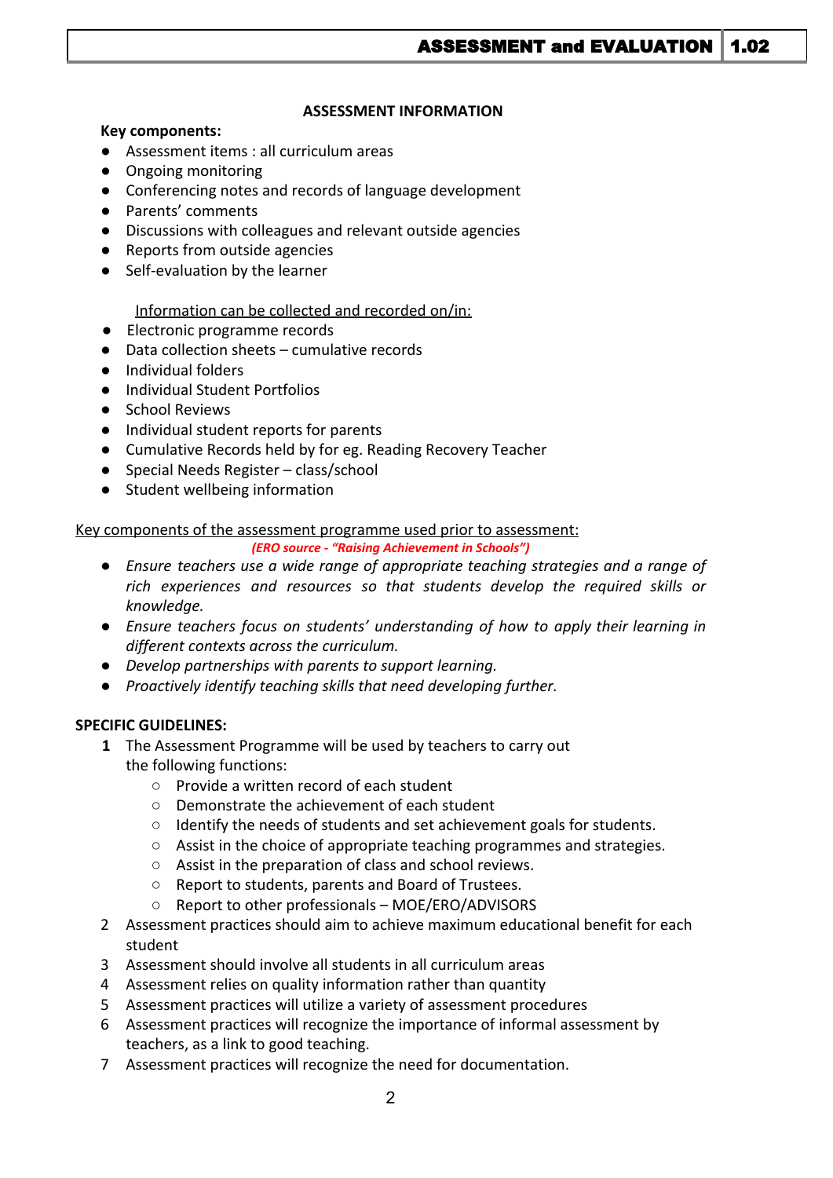## ASSESSMENT INFORMATION

**Key components:**

- Assessment items : all curriculum areas
- Ongoing monitoring
- Conferencing notes and records of language development
- Parents' comments
- Discussions with colleagues and relevant outside agencies
- Reports from outside agencies
- Self-evaluation by the learner

<u>Information can be collected and recorded on/in:</u>

- Electronic programme records
- Data collection sheets – cumulative records
- Individual folders
- Individual Student Portfolios
- School Reviews
- Individual student reports for parents
- Cumulative Records held by for eg. Reading Recovery Teacher
- Special Needs Register – class/school
- Student wellbeing information

<u>Key components of the assessment programme used prior to assessment:</u>

***(ERO source - "Raising Achievement in Schools")***

- *Ensure teachers use a wide range of appropriate teaching strategies and a range of rich experiences and resources so that students develop the required skills or knowledge.*
- *Ensure teachers focus on students' understanding of how to apply their learning in different contexts across the curriculum.*
- *Develop partnerships with parents to support learning.*
- *Proactively identify teaching skills that need developing further.*

**SPECIFIC GUIDELINES:**

1. The Assessment Programme will be used by teachers to carry out the following functions:
   - Provide a written record of each student
   - Demonstrate the achievement of each student
   - Identify the needs of students and set achievement goals for students.
   - Assist in the choice of appropriate teaching programmes and strategies.
   - Assist in the preparation of class and school reviews.
   - Report to students, parents and Board of Trustees.
   - Report to other professionals – MOE/ERO/ADVISORS
2. Assessment practices should aim to achieve maximum educational benefit for each student
3. Assessment should involve all students in all curriculum areas
4. Assessment relies on quality information rather than quantity
5. Assessment practices will utilize a variety of assessment procedures
6. Assessment practices will recognize the importance of informal assessment by teachers, as a link to good teaching.
7. Assessment practices will recognize the need for documentation.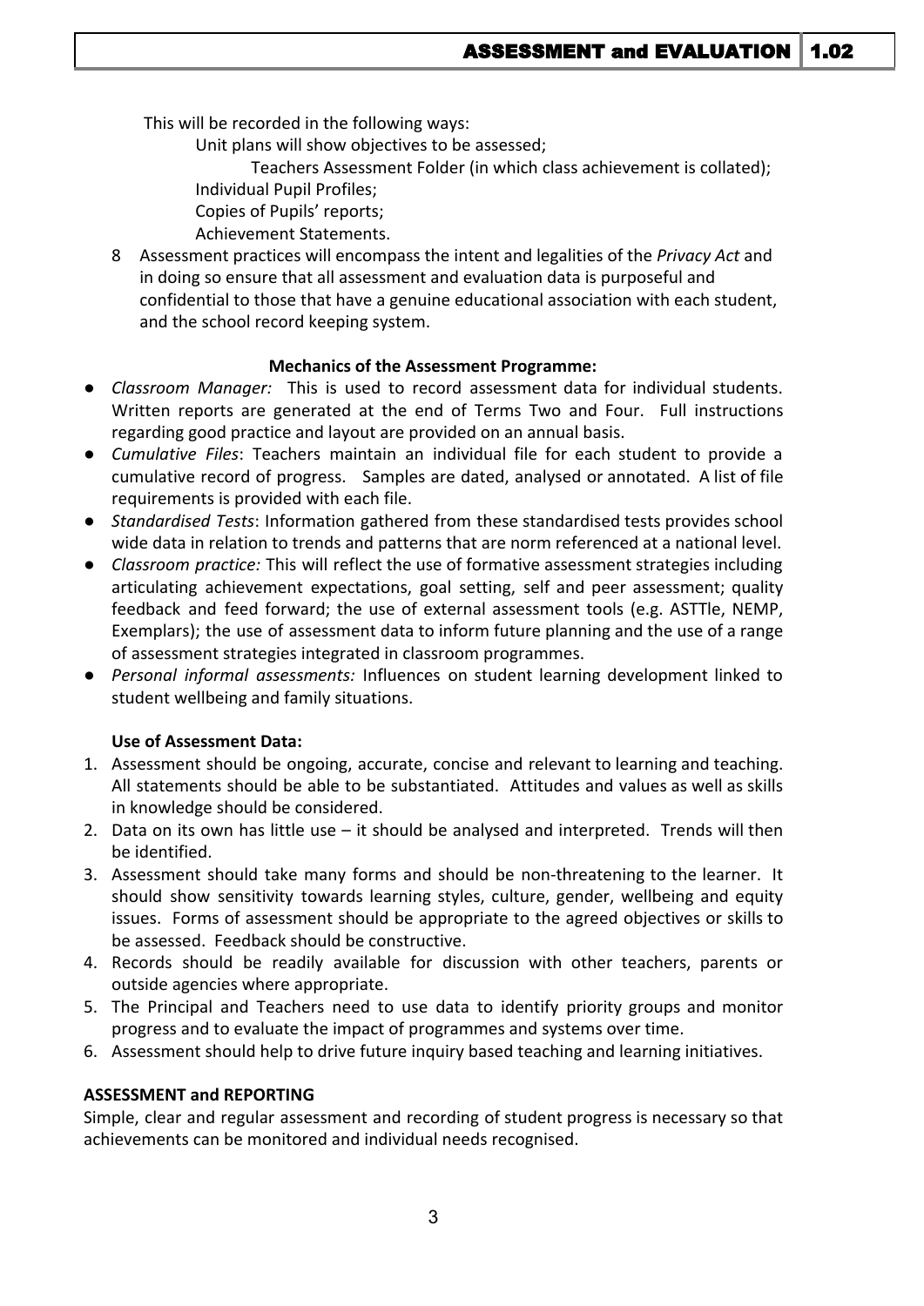This will be recorded in the following ways:

- Unit plans will show objectives to be assessed;
- Teachers Assessment Folder (in which class achievement is collated);
- Individual Pupil Profiles;
- Copies of Pupils' reports;
- Achievement Statements.

8 Assessment practices will encompass the intent and legalities of the *Privacy Act* and in doing so ensure that all assessment and evaluation data is purposeful and confidential to those that have a genuine educational association with each student, and the school record keeping system.

**Mechanics of the Assessment Programme:**

- *Classroom Manager:* This is used to record assessment data for individual students. Written reports are generated at the end of Terms Two and Four. Full instructions regarding good practice and layout are provided on an annual basis.
- *Cumulative Files*: Teachers maintain an individual file for each student to provide a cumulative record of progress. Samples are dated, analysed or annotated. A list of file requirements is provided with each file.
- *Standardised Tests*: Information gathered from these standardised tests provides school wide data in relation to trends and patterns that are norm referenced at a national level.
- *Classroom practice:* This will reflect the use of formative assessment strategies including articulating achievement expectations, goal setting, self and peer assessment; quality feedback and feed forward; the use of external assessment tools (e.g. ASTTle, NEMP, Exemplars); the use of assessment data to inform future planning and the use of a range of assessment strategies integrated in classroom programmes.
- *Personal informal assessments:* Influences on student learning development linked to student wellbeing and family situations.

**Use of Assessment Data:**

1. Assessment should be ongoing, accurate, concise and relevant to learning and teaching. All statements should be able to be substantiated. Attitudes and values as well as skills in knowledge should be considered.
2. Data on its own has little use – it should be analysed and interpreted. Trends will then be identified.
3. Assessment should take many forms and should be non-threatening to the learner. It should show sensitivity towards learning styles, culture, gender, wellbeing and equity issues. Forms of assessment should be appropriate to the agreed objectives or skills to be assessed. Feedback should be constructive.
4. Records should be readily available for discussion with other teachers, parents or outside agencies where appropriate.
5. The Principal and Teachers need to use data to identify priority groups and monitor progress and to evaluate the impact of programmes and systems over time.
6. Assessment should help to drive future inquiry based teaching and learning initiatives.

**ASSESSMENT and REPORTING**

Simple, clear and regular assessment and recording of student progress is necessary so that achievements can be monitored and individual needs recognised.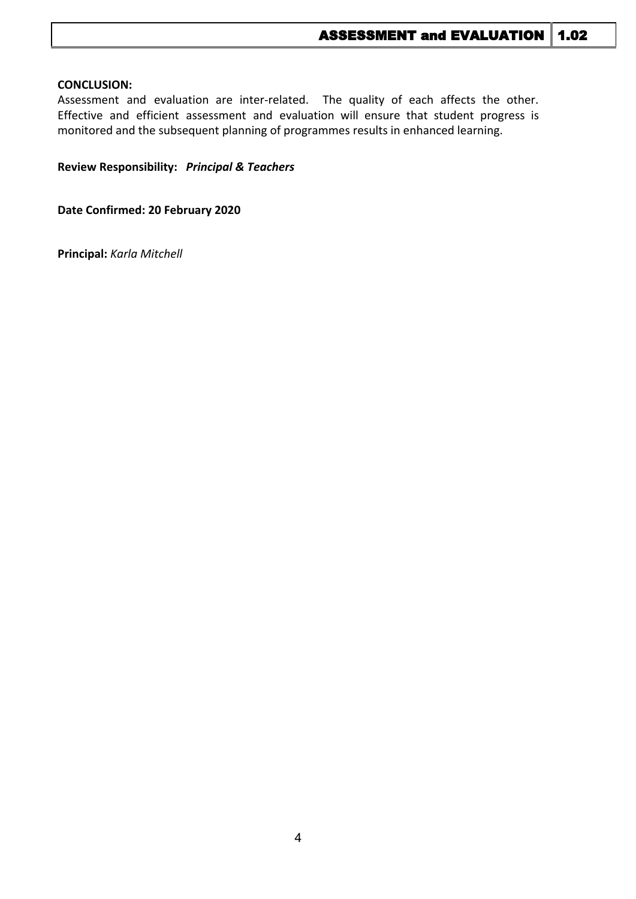**CONCLUSION:**
Assessment and evaluation are inter-related. The quality of each affects the other. Effective and efficient assessment and evaluation will ensure that student progress is monitored and the subsequent planning of programmes results in enhanced learning.

**Review Responsibility:** ***Principal & Teachers***

**Date Confirmed: 20 February 2020**

**Principal:** *Karla Mitchell*